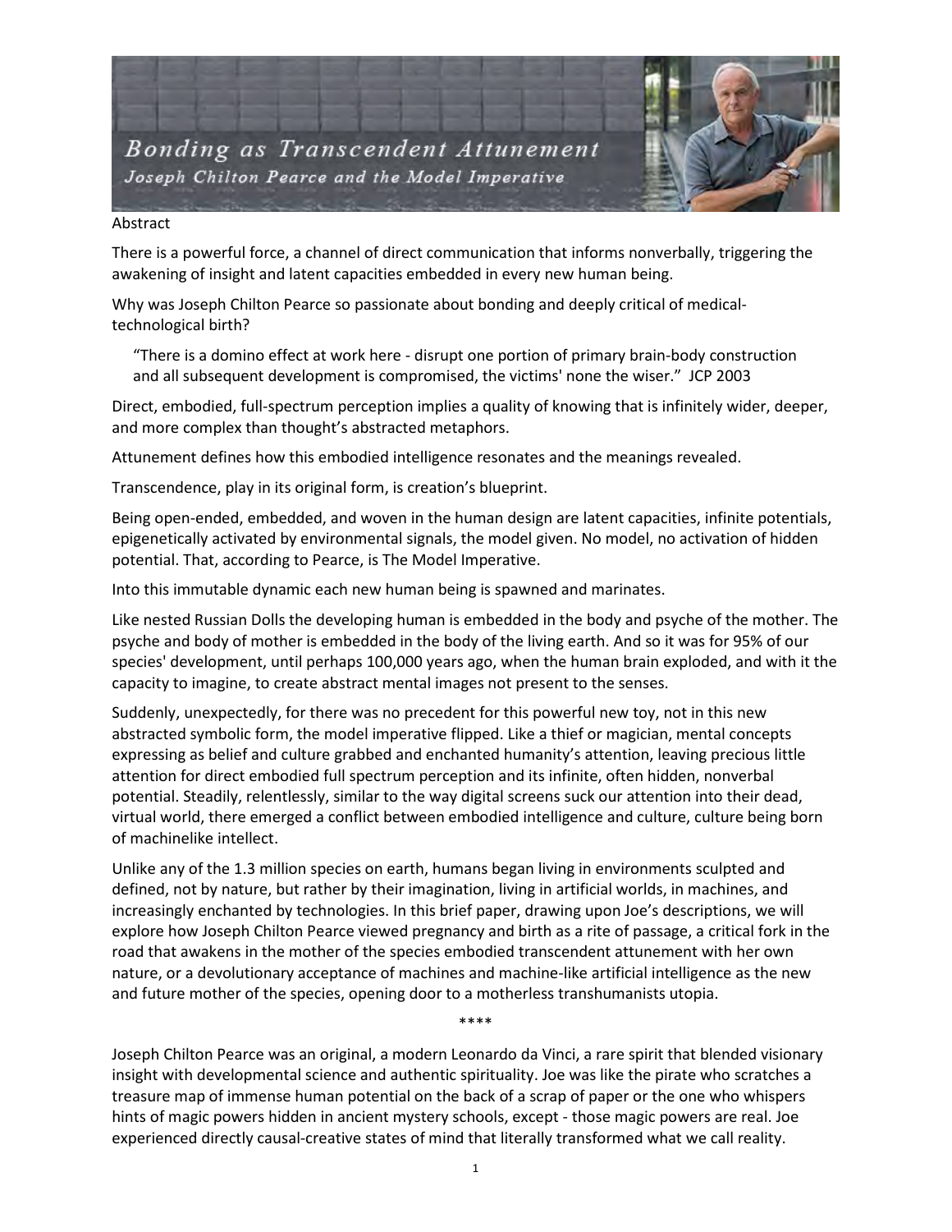# Bonding as Transcendent Attunement

## Joseph Chilton Pearce and the Model Imperative

Abstract

There is a powerful force, a channel of direct communication that informs nonverbally, triggering the awakening of insight and latent capacities embedded in every new human being.

Why was Joseph Chilton Pearce so passionate about bonding and deeply critical of medical-technological birth?

> "There is a domino effect at work here - disrupt one portion of primary brain-body construction and all subsequent development is compromised, the victims' none the wiser." JCP 2003

Direct, embodied, full-spectrum perception implies a quality of knowing that is infinitely wider, deeper, and more complex than thought's abstracted metaphors.

Attunement defines how this embodied intelligence resonates and the meanings revealed.

Transcendence, play in its original form, is creation's blueprint.

Being open-ended, embedded, and woven in the human design are latent capacities, infinite potentials, epigenetically activated by environmental signals, the model given. No model, no activation of hidden potential. That, according to Pearce, is The Model Imperative.

Into this immutable dynamic each new human being is spawned and marinates.

Like nested Russian Dolls the developing human is embedded in the body and psyche of the mother. The psyche and body of mother is embedded in the body of the living earth. And so it was for 95% of our species' development, until perhaps 100,000 years ago, when the human brain exploded, and with it the capacity to imagine, to create abstract mental images not present to the senses.

Suddenly, unexpectedly, for there was no precedent for this powerful new toy, not in this new abstracted symbolic form, the model imperative flipped. Like a thief or magician, mental concepts expressing as belief and culture grabbed and enchanted humanity's attention, leaving precious little attention for direct embodied full spectrum perception and its infinite, often hidden, nonverbal potential. Steadily, relentlessly, similar to the way digital screens suck our attention into their dead, virtual world, there emerged a conflict between embodied intelligence and culture, culture being born of machinelike intellect.

Unlike any of the 1.3 million species on earth, humans began living in environments sculpted and defined, not by nature, but rather by their imagination, living in artificial worlds, in machines, and increasingly enchanted by technologies. In this brief paper, drawing upon Joe's descriptions, we will explore how Joseph Chilton Pearce viewed pregnancy and birth as a rite of passage, a critical fork in the road that awakens in the mother of the species embodied transcendent attunement with her own nature, or a devolutionary acceptance of machines and machine-like artificial intelligence as the new and future mother of the species, opening door to a motherless transhumanists utopia.

\*\*\*\*

Joseph Chilton Pearce was an original, a modern Leonardo da Vinci, a rare spirit that blended visionary insight with developmental science and authentic spirituality. Joe was like the pirate who scratches a treasure map of immense human potential on the back of a scrap of paper or the one who whispers hints of magic powers hidden in ancient mystery schools, except - those magic powers are real. Joe experienced directly causal-creative states of mind that literally transformed what we call reality.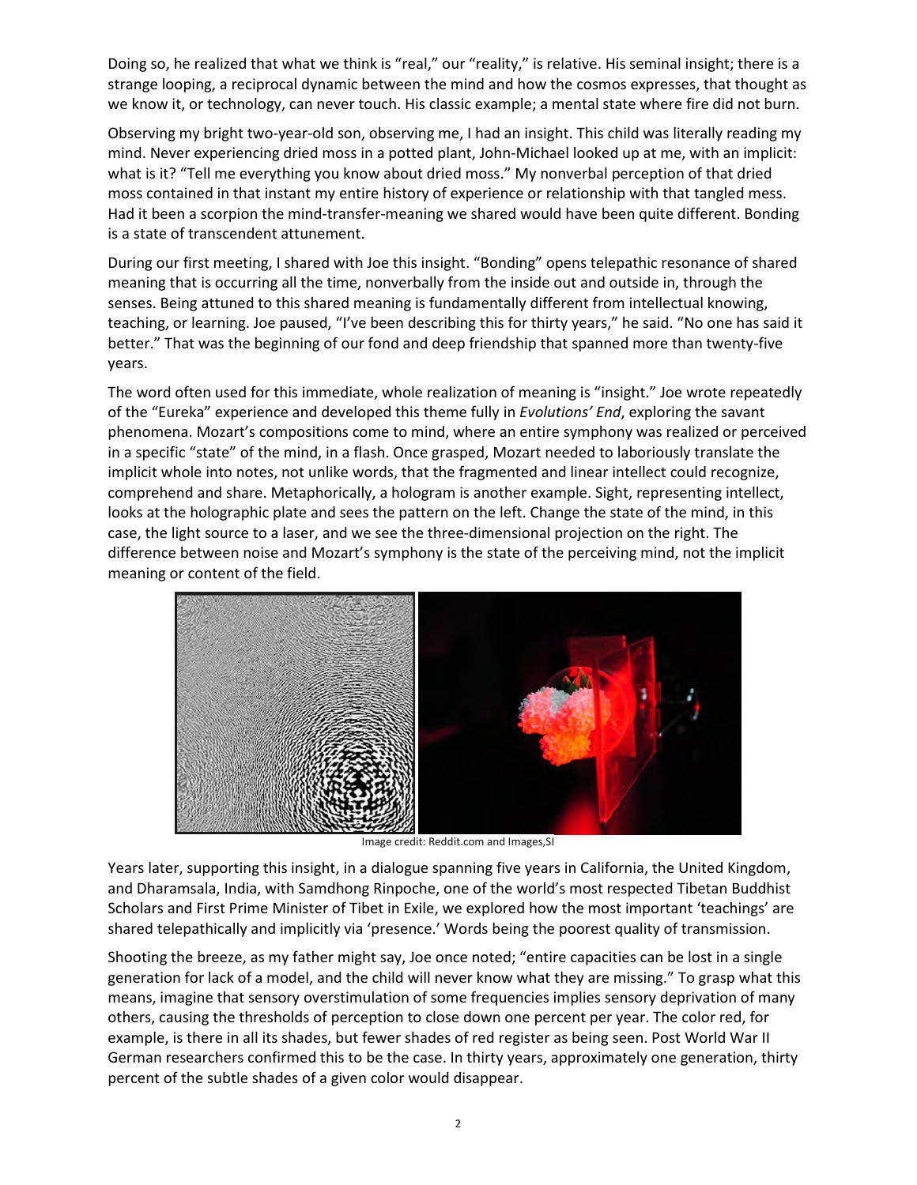Doing so, he realized that what we think is "real," our "reality," is relative. His seminal insight; there is a strange looping, a reciprocal dynamic between the mind and how the cosmos expresses, that thought as we know it, or technology, can never touch. His classic example; a mental state where fire did not burn.

Observing my bright two-year-old son, observing me, I had an insight. This child was literally reading my mind. Never experiencing dried moss in a potted plant, John-Michael looked up at me, with an implicit: what is it? "Tell me everything you know about dried moss." My nonverbal perception of that dried moss contained in that instant my entire history of experience or relationship with that tangled mess. Had it been a scorpion the mind-transfer-meaning we shared would have been quite different. Bonding is a state of transcendent attunement.

During our first meeting, I shared with Joe this insight. "Bonding" opens telepathic resonance of shared meaning that is occurring all the time, nonverbally from the inside out and outside in, through the senses. Being attuned to this shared meaning is fundamentally different from intellectual knowing, teaching, or learning. Joe paused, "I've been describing this for thirty years," he said. "No one has said it better." That was the beginning of our fond and deep friendship that spanned more than twenty-five years.

The word often used for this immediate, whole realization of meaning is "insight." Joe wrote repeatedly of the "Eureka" experience and developed this theme fully in *Evolutions' End*, exploring the savant phenomena. Mozart's compositions come to mind, where an entire symphony was realized or perceived in a specific "state" of the mind, in a flash. Once grasped, Mozart needed to laboriously translate the implicit whole into notes, not unlike words, that the fragmented and linear intellect could recognize, comprehend and share. Metaphorically, a hologram is another example. Sight, representing intellect, looks at the holographic plate and sees the pattern on the left. Change the state of the mind, in this case, the light source to a laser, and we see the three-dimensional projection on the right. The difference between noise and Mozart's symphony is the state of the perceiving mind, not the implicit meaning or content of the field.

Image credit: Reddit.com and Images,SI

Years later, supporting this insight, in a dialogue spanning five years in California, the United Kingdom, and Dharamsala, India, with Samdhong Rinpoche, one of the world's most respected Tibetan Buddhist Scholars and First Prime Minister of Tibet in Exile, we explored how the most important 'teachings' are shared telepathically and implicitly via 'presence.' Words being the poorest quality of transmission.

Shooting the breeze, as my father might say, Joe once noted; "entire capacities can be lost in a single generation for lack of a model, and the child will never know what they are missing." To grasp what this means, imagine that sensory overstimulation of some frequencies implies sensory deprivation of many others, causing the thresholds of perception to close down one percent per year. The color red, for example, is there in all its shades, but fewer shades of red register as being seen. Post World War II German researchers confirmed this to be the case. In thirty years, approximately one generation, thirty percent of the subtle shades of a given color would disappear.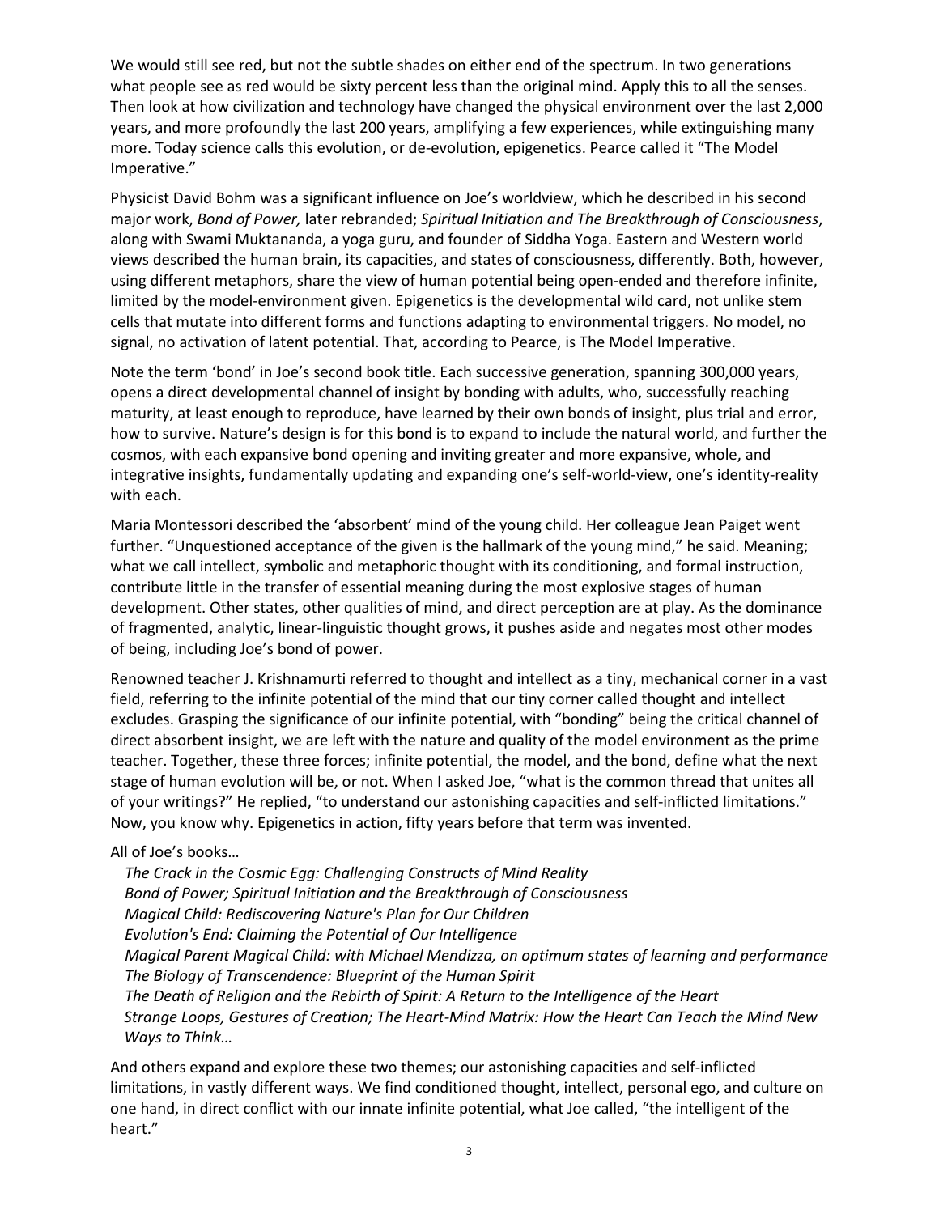We would still see red, but not the subtle shades on either end of the spectrum. In two generations what people see as red would be sixty percent less than the original mind. Apply this to all the senses. Then look at how civilization and technology have changed the physical environment over the last 2,000 years, and more profoundly the last 200 years, amplifying a few experiences, while extinguishing many more. Today science calls this evolution, or de-evolution, epigenetics. Pearce called it "The Model Imperative."

Physicist David Bohm was a significant influence on Joe's worldview, which he described in his second major work, *Bond of Power,* later rebranded; *Spiritual Initiation and The Breakthrough of Consciousness*, along with Swami Muktananda, a yoga guru, and founder of Siddha Yoga. Eastern and Western world views described the human brain, its capacities, and states of consciousness, differently. Both, however, using different metaphors, share the view of human potential being open-ended and therefore infinite, limited by the model-environment given. Epigenetics is the developmental wild card, not unlike stem cells that mutate into different forms and functions adapting to environmental triggers. No model, no signal, no activation of latent potential. That, according to Pearce, is The Model Imperative.

Note the term 'bond' in Joe's second book title. Each successive generation, spanning 300,000 years, opens a direct developmental channel of insight by bonding with adults, who, successfully reaching maturity, at least enough to reproduce, have learned by their own bonds of insight, plus trial and error, how to survive. Nature's design is for this bond is to expand to include the natural world, and further the cosmos, with each expansive bond opening and inviting greater and more expansive, whole, and integrative insights, fundamentally updating and expanding one's self-world-view, one's identity-reality with each.

Maria Montessori described the 'absorbent' mind of the young child. Her colleague Jean Paiget went further. "Unquestioned acceptance of the given is the hallmark of the young mind," he said. Meaning; what we call intellect, symbolic and metaphoric thought with its conditioning, and formal instruction, contribute little in the transfer of essential meaning during the most explosive stages of human development. Other states, other qualities of mind, and direct perception are at play. As the dominance of fragmented, analytic, linear-linguistic thought grows, it pushes aside and negates most other modes of being, including Joe's bond of power.

Renowned teacher J. Krishnamurti referred to thought and intellect as a tiny, mechanical corner in a vast field, referring to the infinite potential of the mind that our tiny corner called thought and intellect excludes. Grasping the significance of our infinite potential, with "bonding" being the critical channel of direct absorbent insight, we are left with the nature and quality of the model environment as the prime teacher. Together, these three forces; infinite potential, the model, and the bond, define what the next stage of human evolution will be, or not. When I asked Joe, "what is the common thread that unites all of your writings?" He replied, "to understand our astonishing capacities and self-inflicted limitations." Now, you know why. Epigenetics in action, fifty years before that term was invented.

All of Joe's books…

*The Crack in the Cosmic Egg: Challenging Constructs of Mind Reality*
*Bond of Power; Spiritual Initiation and the Breakthrough of Consciousness*
*Magical Child: Rediscovering Nature's Plan for Our Children*
*Evolution's End: Claiming the Potential of Our Intelligence*
*Magical Parent Magical Child: with Michael Mendizza, on optimum states of learning and performance*
*The Biology of Transcendence: Blueprint of the Human Spirit*
*The Death of Religion and the Rebirth of Spirit: A Return to the Intelligence of the Heart*
*Strange Loops, Gestures of Creation; The Heart-Mind Matrix: How the Heart Can Teach the Mind New Ways to Think…*

And others expand and explore these two themes; our astonishing capacities and self-inflicted limitations, in vastly different ways. We find conditioned thought, intellect, personal ego, and culture on one hand, in direct conflict with our innate infinite potential, what Joe called, "the intelligent of the heart."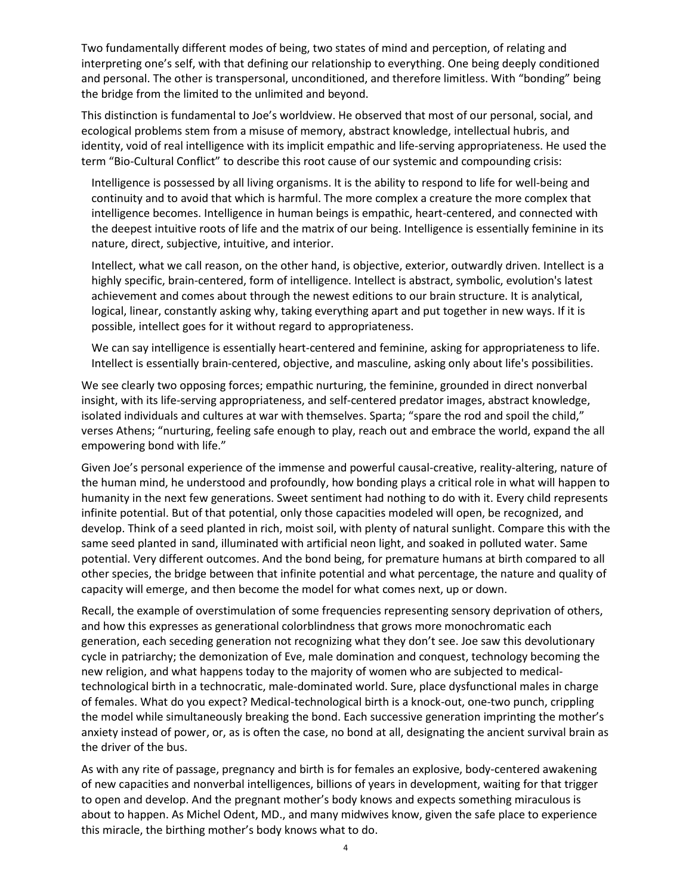Two fundamentally different modes of being, two states of mind and perception, of relating and interpreting one's self, with that defining our relationship to everything. One being deeply conditioned and personal. The other is transpersonal, unconditioned, and therefore limitless. With "bonding" being the bridge from the limited to the unlimited and beyond.

This distinction is fundamental to Joe's worldview. He observed that most of our personal, social, and ecological problems stem from a misuse of memory, abstract knowledge, intellectual hubris, and identity, void of real intelligence with its implicit empathic and life-serving appropriateness. He used the term "Bio-Cultural Conflict" to describe this root cause of our systemic and compounding crisis:

> Intelligence is possessed by all living organisms. It is the ability to respond to life for well-being and continuity and to avoid that which is harmful. The more complex a creature the more complex that intelligence becomes. Intelligence in human beings is empathic, heart-centered, and connected with the deepest intuitive roots of life and the matrix of our being. Intelligence is essentially feminine in its nature, direct, subjective, intuitive, and interior.
>
> Intellect, what we call reason, on the other hand, is objective, exterior, outwardly driven. Intellect is a highly specific, brain-centered, form of intelligence. Intellect is abstract, symbolic, evolution's latest achievement and comes about through the newest editions to our brain structure. It is analytical, logical, linear, constantly asking why, taking everything apart and put together in new ways. If it is possible, intellect goes for it without regard to appropriateness.
>
> We can say intelligence is essentially heart-centered and feminine, asking for appropriateness to life. Intellect is essentially brain-centered, objective, and masculine, asking only about life's possibilities.

We see clearly two opposing forces; empathic nurturing, the feminine, grounded in direct nonverbal insight, with its life-serving appropriateness, and self-centered predator images, abstract knowledge, isolated individuals and cultures at war with themselves. Sparta; "spare the rod and spoil the child," verses Athens; "nurturing, feeling safe enough to play, reach out and embrace the world, expand the all empowering bond with life."

Given Joe's personal experience of the immense and powerful causal-creative, reality-altering, nature of the human mind, he understood and profoundly, how bonding plays a critical role in what will happen to humanity in the next few generations. Sweet sentiment had nothing to do with it. Every child represents infinite potential. But of that potential, only those capacities modeled will open, be recognized, and develop. Think of a seed planted in rich, moist soil, with plenty of natural sunlight. Compare this with the same seed planted in sand, illuminated with artificial neon light, and soaked in polluted water. Same potential. Very different outcomes. And the bond being, for premature humans at birth compared to all other species, the bridge between that infinite potential and what percentage, the nature and quality of capacity will emerge, and then become the model for what comes next, up or down.

Recall, the example of overstimulation of some frequencies representing sensory deprivation of others, and how this expresses as generational colorblindness that grows more monochromatic each generation, each seceding generation not recognizing what they don't see. Joe saw this devolutionary cycle in patriarchy; the demonization of Eve, male domination and conquest, technology becoming the new religion, and what happens today to the majority of women who are subjected to medical-technological birth in a technocratic, male-dominated world. Sure, place dysfunctional males in charge of females. What do you expect? Medical-technological birth is a knock-out, one-two punch, crippling the model while simultaneously breaking the bond. Each successive generation imprinting the mother's anxiety instead of power, or, as is often the case, no bond at all, designating the ancient survival brain as the driver of the bus.

As with any rite of passage, pregnancy and birth is for females an explosive, body-centered awakening of new capacities and nonverbal intelligences, billions of years in development, waiting for that trigger to open and develop. And the pregnant mother's body knows and expects something miraculous is about to happen. As Michel Odent, MD., and many midwives know, given the safe place to experience this miracle, the birthing mother's body knows what to do.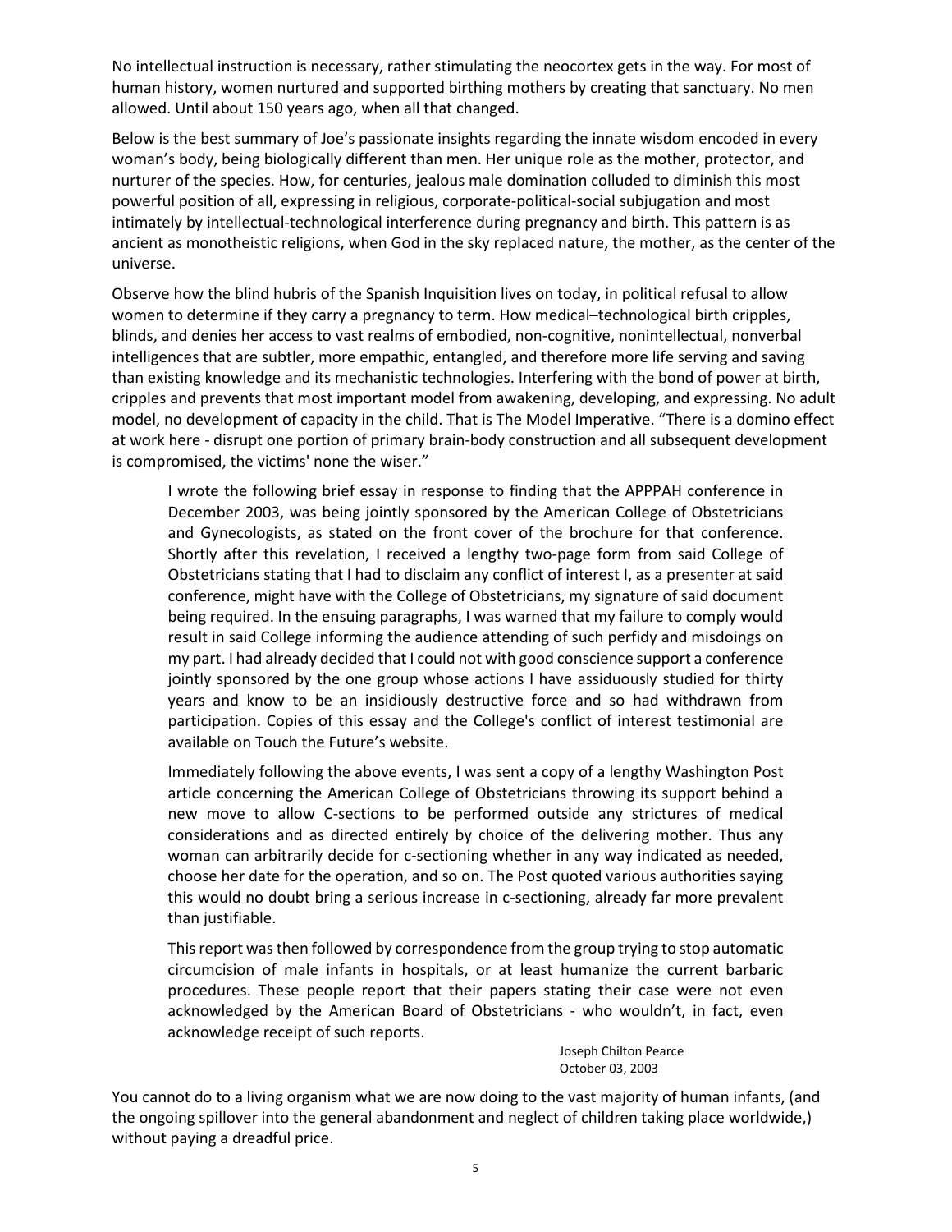No intellectual instruction is necessary, rather stimulating the neocortex gets in the way. For most of human history, women nurtured and supported birthing mothers by creating that sanctuary. No men allowed. Until about 150 years ago, when all that changed.

Below is the best summary of Joe's passionate insights regarding the innate wisdom encoded in every woman's body, being biologically different than men. Her unique role as the mother, protector, and nurturer of the species. How, for centuries, jealous male domination colluded to diminish this most powerful position of all, expressing in religious, corporate-political-social subjugation and most intimately by intellectual-technological interference during pregnancy and birth. This pattern is as ancient as monotheistic religions, when God in the sky replaced nature, the mother, as the center of the universe.

Observe how the blind hubris of the Spanish Inquisition lives on today, in political refusal to allow women to determine if they carry a pregnancy to term. How medical–technological birth cripples, blinds, and denies her access to vast realms of embodied, non-cognitive, nonintellectual, nonverbal intelligences that are subtler, more empathic, entangled, and therefore more life serving and saving than existing knowledge and its mechanistic technologies. Interfering with the bond of power at birth, cripples and prevents that most important model from awakening, developing, and expressing. No adult model, no development of capacity in the child. That is The Model Imperative. "There is a domino effect at work here - disrupt one portion of primary brain-body construction and all subsequent development is compromised, the victims' none the wiser."

> I wrote the following brief essay in response to finding that the APPPAH conference in December 2003, was being jointly sponsored by the American College of Obstetricians and Gynecologists, as stated on the front cover of the brochure for that conference. Shortly after this revelation, I received a lengthy two-page form from said College of Obstetricians stating that I had to disclaim any conflict of interest I, as a presenter at said conference, might have with the College of Obstetricians, my signature of said document being required. In the ensuing paragraphs, I was warned that my failure to comply would result in said College informing the audience attending of such perfidy and misdoings on my part. I had already decided that I could not with good conscience support a conference jointly sponsored by the one group whose actions I have assiduously studied for thirty years and know to be an insidiously destructive force and so had withdrawn from participation. Copies of this essay and the College's conflict of interest testimonial are available on Touch the Future's website.
>
> Immediately following the above events, I was sent a copy of a lengthy Washington Post article concerning the American College of Obstetricians throwing its support behind a new move to allow C-sections to be performed outside any strictures of medical considerations and as directed entirely by choice of the delivering mother. Thus any woman can arbitrarily decide for c-sectioning whether in any way indicated as needed, choose her date for the operation, and so on. The Post quoted various authorities saying this would no doubt bring a serious increase in c-sectioning, already far more prevalent than justifiable.
>
> This report was then followed by correspondence from the group trying to stop automatic circumcision of male infants in hospitals, or at least humanize the current barbaric procedures. These people report that their papers stating their case were not even acknowledged by the American Board of Obstetricians - who wouldn't, in fact, even acknowledge receipt of such reports.
>
> Joseph Chilton Pearce
> October 03, 2003

You cannot do to a living organism what we are now doing to the vast majority of human infants, (and the ongoing spillover into the general abandonment and neglect of children taking place worldwide,) without paying a dreadful price.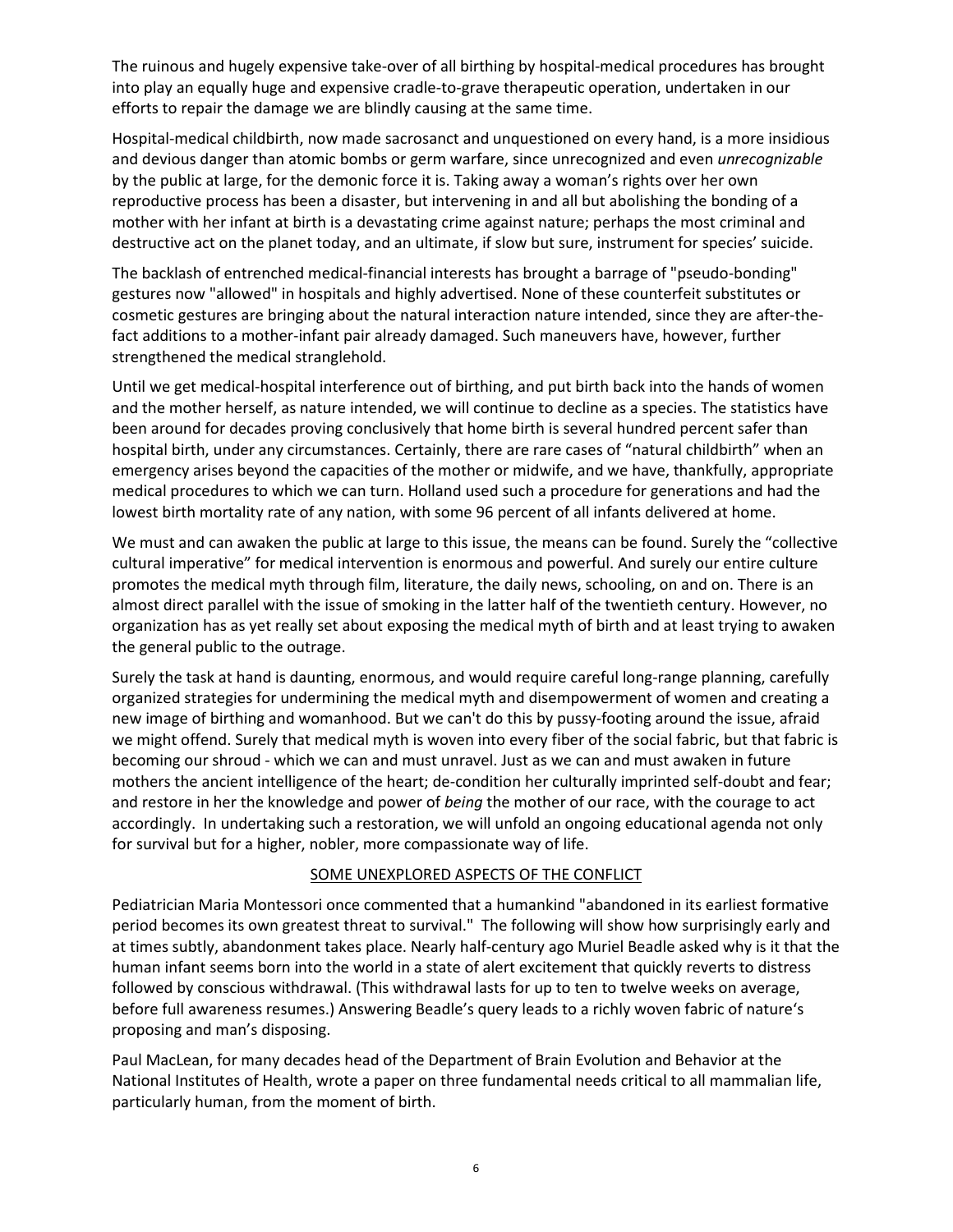The ruinous and hugely expensive take-over of all birthing by hospital-medical procedures has brought into play an equally huge and expensive cradle-to-grave therapeutic operation, undertaken in our efforts to repair the damage we are blindly causing at the same time.

Hospital-medical childbirth, now made sacrosanct and unquestioned on every hand, is a more insidious and devious danger than atomic bombs or germ warfare, since unrecognized and even *unrecognizable* by the public at large, for the demonic force it is. Taking away a woman's rights over her own reproductive process has been a disaster, but intervening in and all but abolishing the bonding of a mother with her infant at birth is a devastating crime against nature; perhaps the most criminal and destructive act on the planet today, and an ultimate, if slow but sure, instrument for species' suicide.

The backlash of entrenched medical-financial interests has brought a barrage of "pseudo-bonding" gestures now "allowed" in hospitals and highly advertised. None of these counterfeit substitutes or cosmetic gestures are bringing about the natural interaction nature intended, since they are after-the-fact additions to a mother-infant pair already damaged. Such maneuvers have, however, further strengthened the medical stranglehold.

Until we get medical-hospital interference out of birthing, and put birth back into the hands of women and the mother herself, as nature intended, we will continue to decline as a species. The statistics have been around for decades proving conclusively that home birth is several hundred percent safer than hospital birth, under any circumstances. Certainly, there are rare cases of "natural childbirth" when an emergency arises beyond the capacities of the mother or midwife, and we have, thankfully, appropriate medical procedures to which we can turn. Holland used such a procedure for generations and had the lowest birth mortality rate of any nation, with some 96 percent of all infants delivered at home.

We must and can awaken the public at large to this issue, the means can be found. Surely the "collective cultural imperative" for medical intervention is enormous and powerful. And surely our entire culture promotes the medical myth through film, literature, the daily news, schooling, on and on. There is an almost direct parallel with the issue of smoking in the latter half of the twentieth century. However, no organization has as yet really set about exposing the medical myth of birth and at least trying to awaken the general public to the outrage.

Surely the task at hand is daunting, enormous, and would require careful long-range planning, carefully organized strategies for undermining the medical myth and disempowerment of women and creating a new image of birthing and womanhood. But we can't do this by pussy-footing around the issue, afraid we might offend. Surely that medical myth is woven into every fiber of the social fabric, but that fabric is becoming our shroud - which we can and must unravel. Just as we can and must awaken in future mothers the ancient intelligence of the heart; de-condition her culturally imprinted self-doubt and fear; and restore in her the knowledge and power of *being* the mother of our race, with the courage to act accordingly. In undertaking such a restoration, we will unfold an ongoing educational agenda not only for survival but for a higher, nobler, more compassionate way of life.

## SOME UNEXPLORED ASPECTS OF THE CONFLICT

Pediatrician Maria Montessori once commented that a humankind "abandoned in its earliest formative period becomes its own greatest threat to survival." The following will show how surprisingly early and at times subtly, abandonment takes place. Nearly half-century ago Muriel Beadle asked why is it that the human infant seems born into the world in a state of alert excitement that quickly reverts to distress followed by conscious withdrawal. (This withdrawal lasts for up to ten to twelve weeks on average, before full awareness resumes.) Answering Beadle's query leads to a richly woven fabric of nature's proposing and man's disposing.

Paul MacLean, for many decades head of the Department of Brain Evolution and Behavior at the National Institutes of Health, wrote a paper on three fundamental needs critical to all mammalian life, particularly human, from the moment of birth.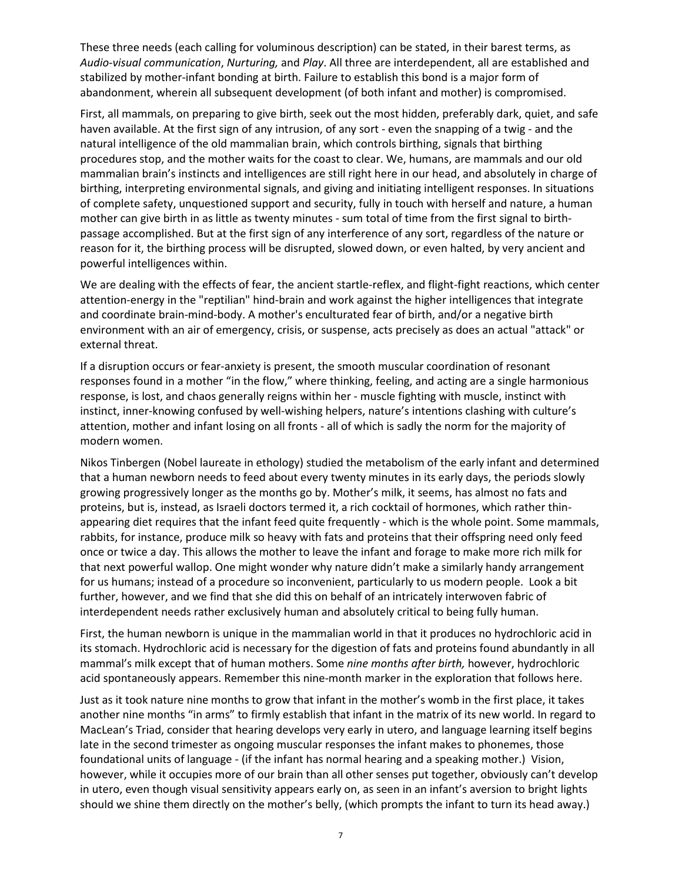These three needs (each calling for voluminous description) can be stated, in their barest terms, as *Audio-visual communication*, *Nurturing,* and *Play*. All three are interdependent, all are established and stabilized by mother-infant bonding at birth. Failure to establish this bond is a major form of abandonment, wherein all subsequent development (of both infant and mother) is compromised.

First, all mammals, on preparing to give birth, seek out the most hidden, preferably dark, quiet, and safe haven available. At the first sign of any intrusion, of any sort - even the snapping of a twig - and the natural intelligence of the old mammalian brain, which controls birthing, signals that birthing procedures stop, and the mother waits for the coast to clear. We, humans, are mammals and our old mammalian brain's instincts and intelligences are still right here in our head, and absolutely in charge of birthing, interpreting environmental signals, and giving and initiating intelligent responses. In situations of complete safety, unquestioned support and security, fully in touch with herself and nature, a human mother can give birth in as little as twenty minutes - sum total of time from the first signal to birth-passage accomplished. But at the first sign of any interference of any sort, regardless of the nature or reason for it, the birthing process will be disrupted, slowed down, or even halted, by very ancient and powerful intelligences within.

We are dealing with the effects of fear, the ancient startle-reflex, and flight-fight reactions, which center attention-energy in the "reptilian" hind-brain and work against the higher intelligences that integrate and coordinate brain-mind-body. A mother's enculturated fear of birth, and/or a negative birth environment with an air of emergency, crisis, or suspense, acts precisely as does an actual "attack" or external threat.

If a disruption occurs or fear-anxiety is present, the smooth muscular coordination of resonant responses found in a mother "in the flow," where thinking, feeling, and acting are a single harmonious response, is lost, and chaos generally reigns within her - muscle fighting with muscle, instinct with instinct, inner-knowing confused by well-wishing helpers, nature's intentions clashing with culture's attention, mother and infant losing on all fronts - all of which is sadly the norm for the majority of modern women.

Nikos Tinbergen (Nobel laureate in ethology) studied the metabolism of the early infant and determined that a human newborn needs to feed about every twenty minutes in its early days, the periods slowly growing progressively longer as the months go by. Mother's milk, it seems, has almost no fats and proteins, but is, instead, as Israeli doctors termed it, a rich cocktail of hormones, which rather thin-appearing diet requires that the infant feed quite frequently - which is the whole point. Some mammals, rabbits, for instance, produce milk so heavy with fats and proteins that their offspring need only feed once or twice a day. This allows the mother to leave the infant and forage to make more rich milk for that next powerful wallop. One might wonder why nature didn't make a similarly handy arrangement for us humans; instead of a procedure so inconvenient, particularly to us modern people. Look a bit further, however, and we find that she did this on behalf of an intricately interwoven fabric of interdependent needs rather exclusively human and absolutely critical to being fully human.

First, the human newborn is unique in the mammalian world in that it produces no hydrochloric acid in its stomach. Hydrochloric acid is necessary for the digestion of fats and proteins found abundantly in all mammal's milk except that of human mothers. Some *nine months after birth,* however, hydrochloric acid spontaneously appears. Remember this nine-month marker in the exploration that follows here.

Just as it took nature nine months to grow that infant in the mother's womb in the first place, it takes another nine months "in arms" to firmly establish that infant in the matrix of its new world. In regard to MacLean's Triad, consider that hearing develops very early in utero, and language learning itself begins late in the second trimester as ongoing muscular responses the infant makes to phonemes, those foundational units of language - (if the infant has normal hearing and a speaking mother.) Vision, however, while it occupies more of our brain than all other senses put together, obviously can't develop in utero, even though visual sensitivity appears early on, as seen in an infant's aversion to bright lights should we shine them directly on the mother's belly, (which prompts the infant to turn its head away.)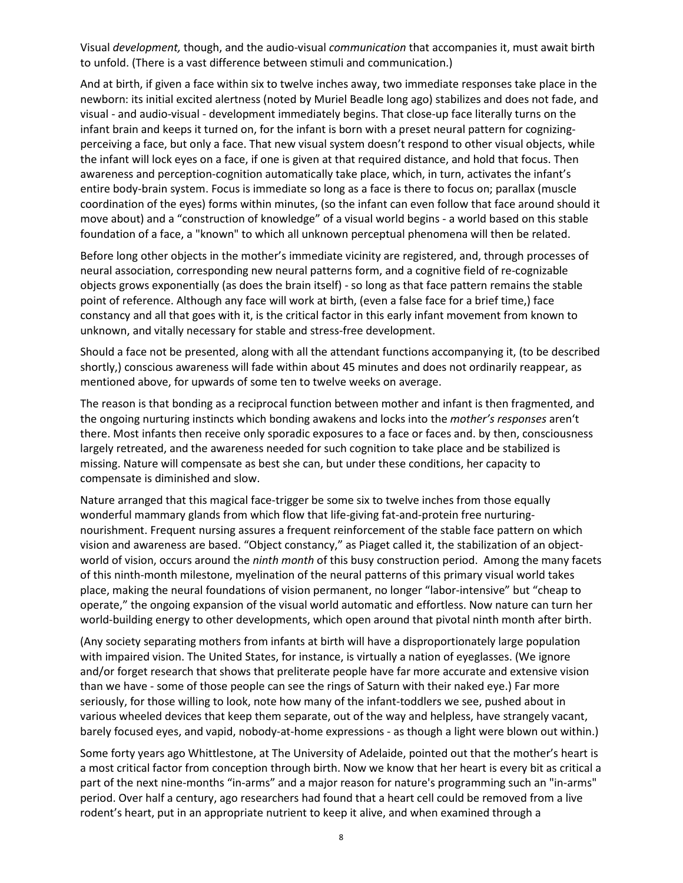Visual *development,* though, and the audio-visual *communication* that accompanies it, must await birth to unfold. (There is a vast difference between stimuli and communication.)

And at birth, if given a face within six to twelve inches away, two immediate responses take place in the newborn: its initial excited alertness (noted by Muriel Beadle long ago) stabilizes and does not fade, and visual - and audio-visual - development immediately begins. That close-up face literally turns on the infant brain and keeps it turned on, for the infant is born with a preset neural pattern for cognizing-perceiving a face, but only a face. That new visual system doesn't respond to other visual objects, while the infant will lock eyes on a face, if one is given at that required distance, and hold that focus. Then awareness and perception-cognition automatically take place, which, in turn, activates the infant's entire body-brain system. Focus is immediate so long as a face is there to focus on; parallax (muscle coordination of the eyes) forms within minutes, (so the infant can even follow that face around should it move about) and a "construction of knowledge" of a visual world begins - a world based on this stable foundation of a face, a "known" to which all unknown perceptual phenomena will then be related.

Before long other objects in the mother's immediate vicinity are registered, and, through processes of neural association, corresponding new neural patterns form, and a cognitive field of re-cognizable objects grows exponentially (as does the brain itself) - so long as that face pattern remains the stable point of reference. Although any face will work at birth, (even a false face for a brief time,) face constancy and all that goes with it, is the critical factor in this early infant movement from known to unknown, and vitally necessary for stable and stress-free development.

Should a face not be presented, along with all the attendant functions accompanying it, (to be described shortly,) conscious awareness will fade within about 45 minutes and does not ordinarily reappear, as mentioned above, for upwards of some ten to twelve weeks on average.

The reason is that bonding as a reciprocal function between mother and infant is then fragmented, and the ongoing nurturing instincts which bonding awakens and locks into the *mother's responses* aren't there. Most infants then receive only sporadic exposures to a face or faces and. by then, consciousness largely retreated, and the awareness needed for such cognition to take place and be stabilized is missing. Nature will compensate as best she can, but under these conditions, her capacity to compensate is diminished and slow.

Nature arranged that this magical face-trigger be some six to twelve inches from those equally wonderful mammary glands from which flow that life-giving fat-and-protein free nurturing-nourishment. Frequent nursing assures a frequent reinforcement of the stable face pattern on which vision and awareness are based. "Object constancy," as Piaget called it, the stabilization of an object-world of vision, occurs around the *ninth month* of this busy construction period. Among the many facets of this ninth-month milestone, myelination of the neural patterns of this primary visual world takes place, making the neural foundations of vision permanent, no longer "labor-intensive" but "cheap to operate," the ongoing expansion of the visual world automatic and effortless. Now nature can turn her world-building energy to other developments, which open around that pivotal ninth month after birth.

(Any society separating mothers from infants at birth will have a disproportionately large population with impaired vision. The United States, for instance, is virtually a nation of eyeglasses. (We ignore and/or forget research that shows that preliterate people have far more accurate and extensive vision than we have - some of those people can see the rings of Saturn with their naked eye.) Far more seriously, for those willing to look, note how many of the infant-toddlers we see, pushed about in various wheeled devices that keep them separate, out of the way and helpless, have strangely vacant, barely focused eyes, and vapid, nobody-at-home expressions - as though a light were blown out within.)

Some forty years ago Whittlestone, at The University of Adelaide, pointed out that the mother's heart is a most critical factor from conception through birth. Now we know that her heart is every bit as critical a part of the next nine-months "in-arms" and a major reason for nature's programming such an "in-arms" period. Over half a century, ago researchers had found that a heart cell could be removed from a live rodent's heart, put in an appropriate nutrient to keep it alive, and when examined through a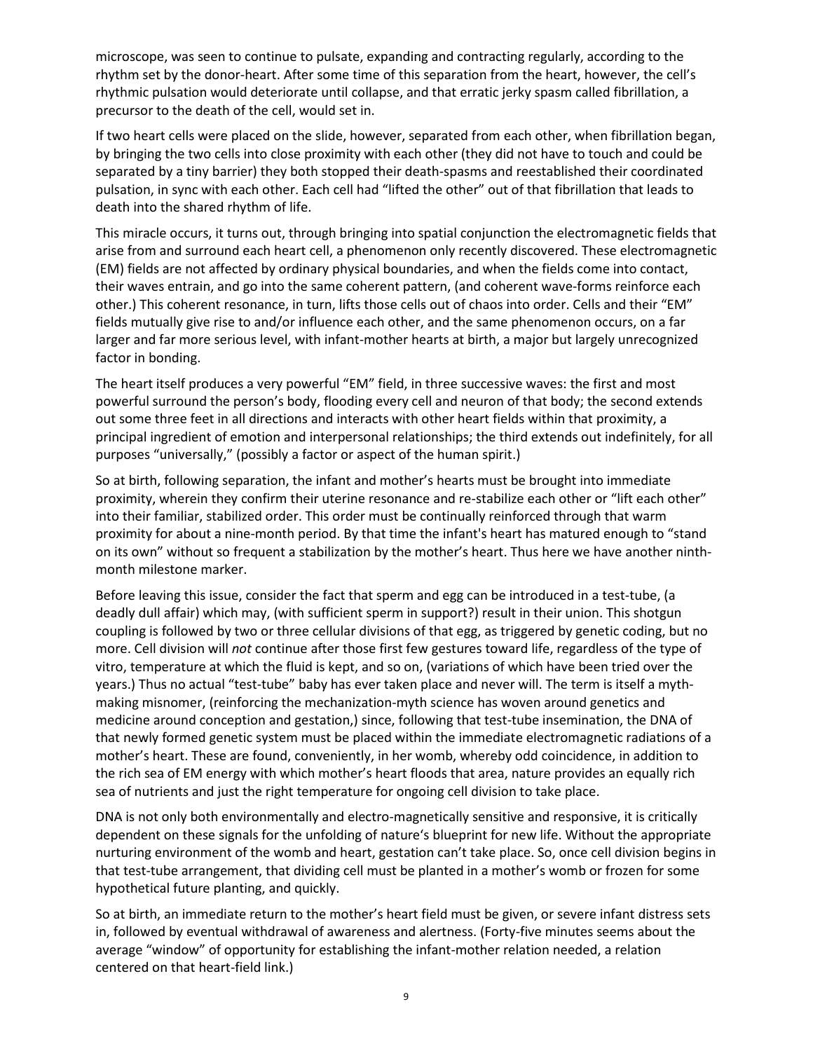microscope, was seen to continue to pulsate, expanding and contracting regularly, according to the rhythm set by the donor-heart. After some time of this separation from the heart, however, the cell's rhythmic pulsation would deteriorate until collapse, and that erratic jerky spasm called fibrillation, a precursor to the death of the cell, would set in.

If two heart cells were placed on the slide, however, separated from each other, when fibrillation began, by bringing the two cells into close proximity with each other (they did not have to touch and could be separated by a tiny barrier) they both stopped their death-spasms and reestablished their coordinated pulsation, in sync with each other. Each cell had "lifted the other" out of that fibrillation that leads to death into the shared rhythm of life.

This miracle occurs, it turns out, through bringing into spatial conjunction the electromagnetic fields that arise from and surround each heart cell, a phenomenon only recently discovered. These electromagnetic (EM) fields are not affected by ordinary physical boundaries, and when the fields come into contact, their waves entrain, and go into the same coherent pattern, (and coherent wave-forms reinforce each other.) This coherent resonance, in turn, lifts those cells out of chaos into order. Cells and their "EM" fields mutually give rise to and/or influence each other, and the same phenomenon occurs, on a far larger and far more serious level, with infant-mother hearts at birth, a major but largely unrecognized factor in bonding.

The heart itself produces a very powerful "EM" field, in three successive waves: the first and most powerful surround the person's body, flooding every cell and neuron of that body; the second extends out some three feet in all directions and interacts with other heart fields within that proximity, a principal ingredient of emotion and interpersonal relationships; the third extends out indefinitely, for all purposes "universally," (possibly a factor or aspect of the human spirit.)

So at birth, following separation, the infant and mother's hearts must be brought into immediate proximity, wherein they confirm their uterine resonance and re-stabilize each other or "lift each other" into their familiar, stabilized order. This order must be continually reinforced through that warm proximity for about a nine-month period. By that time the infant's heart has matured enough to "stand on its own" without so frequent a stabilization by the mother's heart. Thus here we have another ninth-month milestone marker.

Before leaving this issue, consider the fact that sperm and egg can be introduced in a test-tube, (a deadly dull affair) which may, (with sufficient sperm in support?) result in their union. This shotgun coupling is followed by two or three cellular divisions of that egg, as triggered by genetic coding, but no more. Cell division will *not* continue after those first few gestures toward life, regardless of the type of vitro, temperature at which the fluid is kept, and so on, (variations of which have been tried over the years.) Thus no actual "test-tube" baby has ever taken place and never will. The term is itself a myth-making misnomer, (reinforcing the mechanization-myth science has woven around genetics and medicine around conception and gestation,) since, following that test-tube insemination, the DNA of that newly formed genetic system must be placed within the immediate electromagnetic radiations of a mother's heart. These are found, conveniently, in her womb, whereby odd coincidence, in addition to the rich sea of EM energy with which mother's heart floods that area, nature provides an equally rich sea of nutrients and just the right temperature for ongoing cell division to take place.

DNA is not only both environmentally and electro-magnetically sensitive and responsive, it is critically dependent on these signals for the unfolding of nature's blueprint for new life. Without the appropriate nurturing environment of the womb and heart, gestation can't take place. So, once cell division begins in that test-tube arrangement, that dividing cell must be planted in a mother's womb or frozen for some hypothetical future planting, and quickly.

So at birth, an immediate return to the mother's heart field must be given, or severe infant distress sets in, followed by eventual withdrawal of awareness and alertness. (Forty-five minutes seems about the average "window" of opportunity for establishing the infant-mother relation needed, a relation centered on that heart-field link.)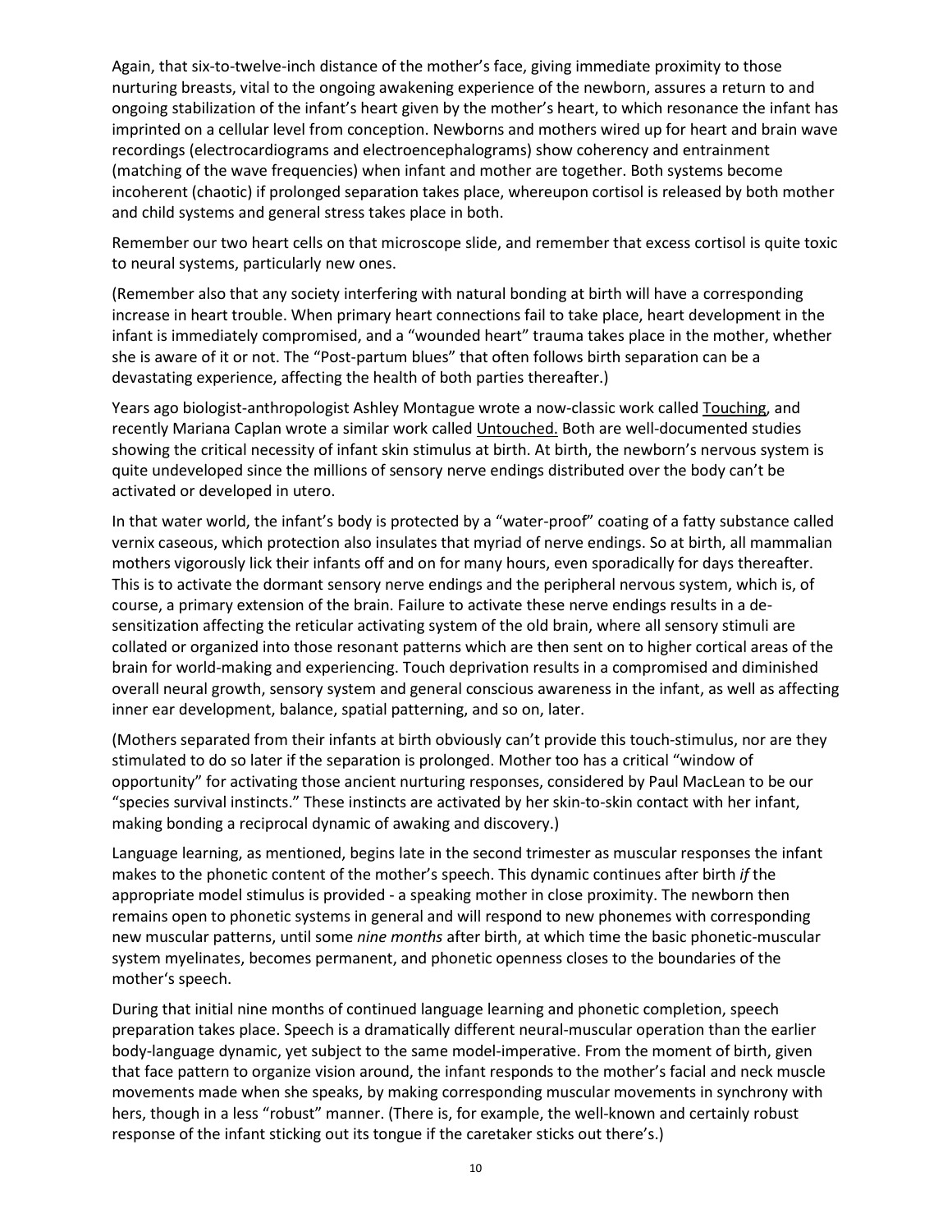Again, that six-to-twelve-inch distance of the mother's face, giving immediate proximity to those nurturing breasts, vital to the ongoing awakening experience of the newborn, assures a return to and ongoing stabilization of the infant's heart given by the mother's heart, to which resonance the infant has imprinted on a cellular level from conception. Newborns and mothers wired up for heart and brain wave recordings (electrocardiograms and electroencephalograms) show coherency and entrainment (matching of the wave frequencies) when infant and mother are together. Both systems become incoherent (chaotic) if prolonged separation takes place, whereupon cortisol is released by both mother and child systems and general stress takes place in both.

Remember our two heart cells on that microscope slide, and remember that excess cortisol is quite toxic to neural systems, particularly new ones.

(Remember also that any society interfering with natural bonding at birth will have a corresponding increase in heart trouble. When primary heart connections fail to take place, heart development in the infant is immediately compromised, and a "wounded heart" trauma takes place in the mother, whether she is aware of it or not. The "Post-partum blues" that often follows birth separation can be a devastating experience, affecting the health of both parties thereafter.)

Years ago biologist-anthropologist Ashley Montague wrote a now-classic work called Touching, and recently Mariana Caplan wrote a similar work called Untouched. Both are well-documented studies showing the critical necessity of infant skin stimulus at birth. At birth, the newborn's nervous system is quite undeveloped since the millions of sensory nerve endings distributed over the body can't be activated or developed in utero.

In that water world, the infant's body is protected by a "water-proof" coating of a fatty substance called vernix caseous, which protection also insulates that myriad of nerve endings. So at birth, all mammalian mothers vigorously lick their infants off and on for many hours, even sporadically for days thereafter. This is to activate the dormant sensory nerve endings and the peripheral nervous system, which is, of course, a primary extension of the brain. Failure to activate these nerve endings results in a de-sensitization affecting the reticular activating system of the old brain, where all sensory stimuli are collated or organized into those resonant patterns which are then sent on to higher cortical areas of the brain for world-making and experiencing. Touch deprivation results in a compromised and diminished overall neural growth, sensory system and general conscious awareness in the infant, as well as affecting inner ear development, balance, spatial patterning, and so on, later.

(Mothers separated from their infants at birth obviously can't provide this touch-stimulus, nor are they stimulated to do so later if the separation is prolonged. Mother too has a critical "window of opportunity" for activating those ancient nurturing responses, considered by Paul MacLean to be our "species survival instincts." These instincts are activated by her skin-to-skin contact with her infant, making bonding a reciprocal dynamic of awaking and discovery.)

Language learning, as mentioned, begins late in the second trimester as muscular responses the infant makes to the phonetic content of the mother's speech. This dynamic continues after birth *if* the appropriate model stimulus is provided - a speaking mother in close proximity. The newborn then remains open to phonetic systems in general and will respond to new phonemes with corresponding new muscular patterns, until some *nine months* after birth, at which time the basic phonetic-muscular system myelinates, becomes permanent, and phonetic openness closes to the boundaries of the mother's speech.

During that initial nine months of continued language learning and phonetic completion, speech preparation takes place. Speech is a dramatically different neural-muscular operation than the earlier body-language dynamic, yet subject to the same model-imperative. From the moment of birth, given that face pattern to organize vision around, the infant responds to the mother's facial and neck muscle movements made when she speaks, by making corresponding muscular movements in synchrony with hers, though in a less "robust" manner. (There is, for example, the well-known and certainly robust response of the infant sticking out its tongue if the caretaker sticks out there's.)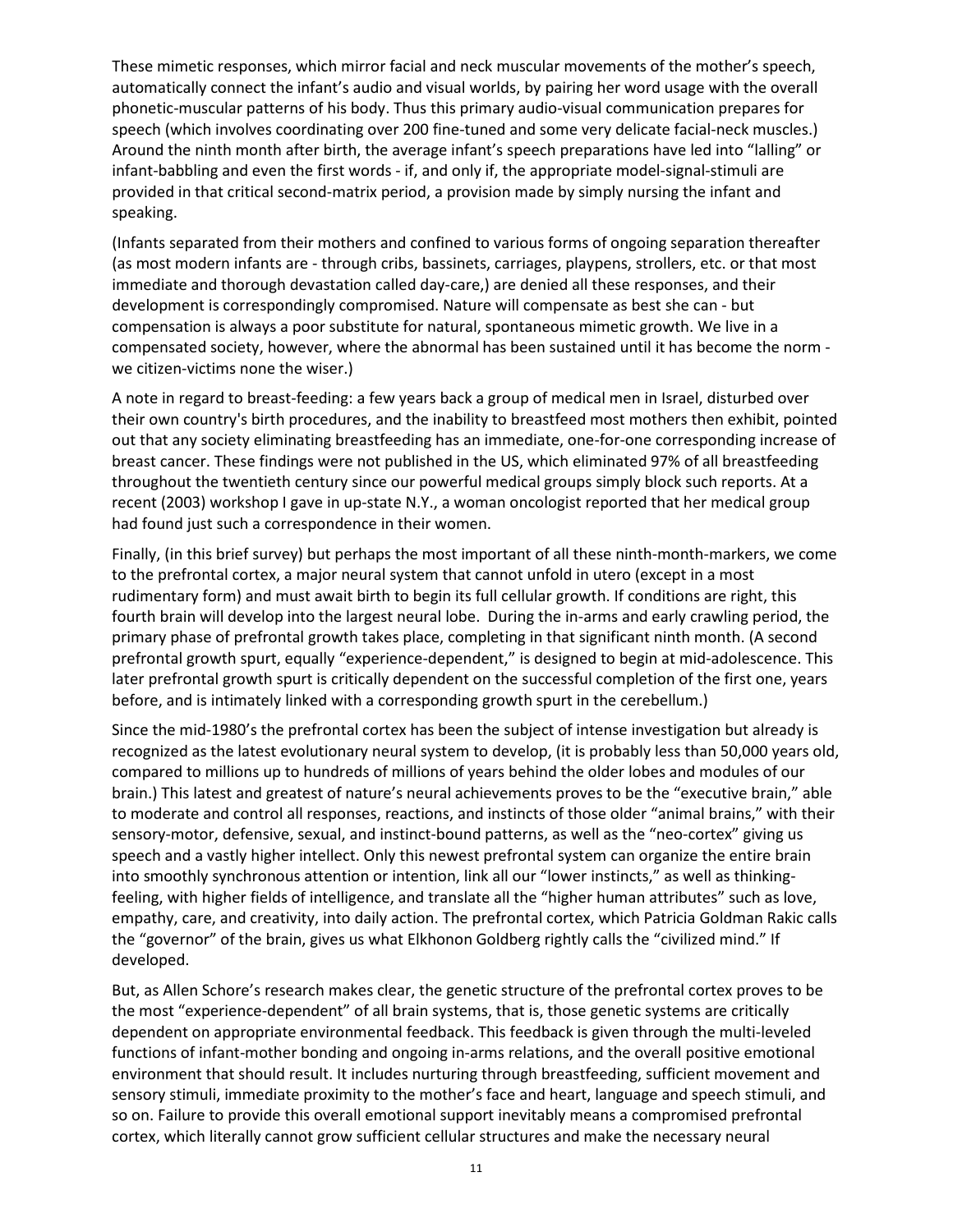These mimetic responses, which mirror facial and neck muscular movements of the mother's speech, automatically connect the infant's audio and visual worlds, by pairing her word usage with the overall phonetic-muscular patterns of his body. Thus this primary audio-visual communication prepares for speech (which involves coordinating over 200 fine-tuned and some very delicate facial-neck muscles.) Around the ninth month after birth, the average infant's speech preparations have led into "lalling" or infant-babbling and even the first words - if, and only if, the appropriate model-signal-stimuli are provided in that critical second-matrix period, a provision made by simply nursing the infant and speaking.

(Infants separated from their mothers and confined to various forms of ongoing separation thereafter (as most modern infants are - through cribs, bassinets, carriages, playpens, strollers, etc. or that most immediate and thorough devastation called day-care,) are denied all these responses, and their development is correspondingly compromised. Nature will compensate as best she can - but compensation is always a poor substitute for natural, spontaneous mimetic growth. We live in a compensated society, however, where the abnormal has been sustained until it has become the norm - we citizen-victims none the wiser.)

A note in regard to breast-feeding: a few years back a group of medical men in Israel, disturbed over their own country's birth procedures, and the inability to breastfeed most mothers then exhibit, pointed out that any society eliminating breastfeeding has an immediate, one-for-one corresponding increase of breast cancer. These findings were not published in the US, which eliminated 97% of all breastfeeding throughout the twentieth century since our powerful medical groups simply block such reports. At a recent (2003) workshop I gave in up-state N.Y., a woman oncologist reported that her medical group had found just such a correspondence in their women.

Finally, (in this brief survey) but perhaps the most important of all these ninth-month-markers, we come to the prefrontal cortex, a major neural system that cannot unfold in utero (except in a most rudimentary form) and must await birth to begin its full cellular growth. If conditions are right, this fourth brain will develop into the largest neural lobe. During the in-arms and early crawling period, the primary phase of prefrontal growth takes place, completing in that significant ninth month. (A second prefrontal growth spurt, equally "experience-dependent," is designed to begin at mid-adolescence. This later prefrontal growth spurt is critically dependent on the successful completion of the first one, years before, and is intimately linked with a corresponding growth spurt in the cerebellum.)

Since the mid-1980's the prefrontal cortex has been the subject of intense investigation but already is recognized as the latest evolutionary neural system to develop, (it is probably less than 50,000 years old, compared to millions up to hundreds of millions of years behind the older lobes and modules of our brain.) This latest and greatest of nature's neural achievements proves to be the "executive brain," able to moderate and control all responses, reactions, and instincts of those older "animal brains," with their sensory-motor, defensive, sexual, and instinct-bound patterns, as well as the "neo-cortex" giving us speech and a vastly higher intellect. Only this newest prefrontal system can organize the entire brain into smoothly synchronous attention or intention, link all our "lower instincts," as well as thinking-feeling, with higher fields of intelligence, and translate all the "higher human attributes" such as love, empathy, care, and creativity, into daily action. The prefrontal cortex, which Patricia Goldman Rakic calls the "governor" of the brain, gives us what Elkhonon Goldberg rightly calls the "civilized mind." If developed.

But, as Allen Schore's research makes clear, the genetic structure of the prefrontal cortex proves to be the most "experience-dependent" of all brain systems, that is, those genetic systems are critically dependent on appropriate environmental feedback. This feedback is given through the multi-leveled functions of infant-mother bonding and ongoing in-arms relations, and the overall positive emotional environment that should result. It includes nurturing through breastfeeding, sufficient movement and sensory stimuli, immediate proximity to the mother's face and heart, language and speech stimuli, and so on. Failure to provide this overall emotional support inevitably means a compromised prefrontal cortex, which literally cannot grow sufficient cellular structures and make the necessary neural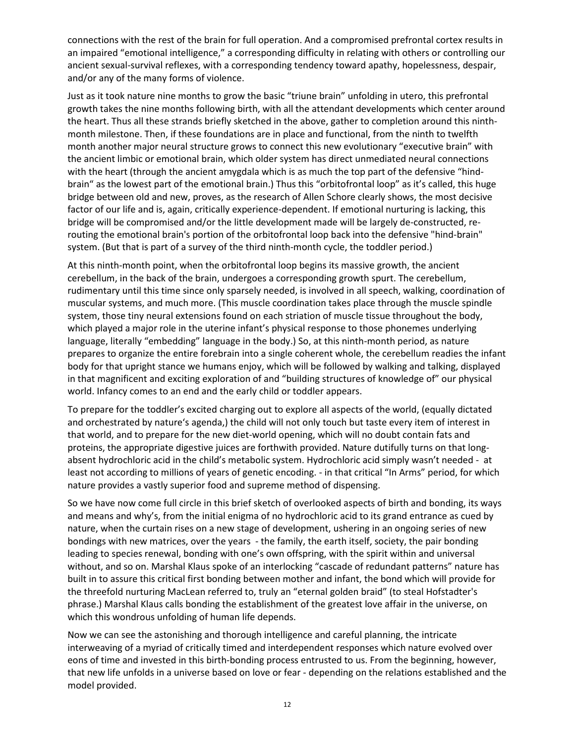connections with the rest of the brain for full operation. And a compromised prefrontal cortex results in an impaired "emotional intelligence," a corresponding difficulty in relating with others or controlling our ancient sexual-survival reflexes, with a corresponding tendency toward apathy, hopelessness, despair, and/or any of the many forms of violence.

Just as it took nature nine months to grow the basic "triune brain" unfolding in utero, this prefrontal growth takes the nine months following birth, with all the attendant developments which center around the heart. Thus all these strands briefly sketched in the above, gather to completion around this ninth-month milestone. Then, if these foundations are in place and functional, from the ninth to twelfth month another major neural structure grows to connect this new evolutionary "executive brain" with the ancient limbic or emotional brain, which older system has direct unmediated neural connections with the heart (through the ancient amygdala which is as much the top part of the defensive "hind-brain" as the lowest part of the emotional brain.) Thus this "orbitofrontal loop" as it's called, this huge bridge between old and new, proves, as the research of Allen Schore clearly shows, the most decisive factor of our life and is, again, critically experience-dependent. If emotional nurturing is lacking, this bridge will be compromised and/or the little development made will be largely de-constructed, re-routing the emotional brain's portion of the orbitofrontal loop back into the defensive "hind-brain" system. (But that is part of a survey of the third ninth-month cycle, the toddler period.)

At this ninth-month point, when the orbitofrontal loop begins its massive growth, the ancient cerebellum, in the back of the brain, undergoes a corresponding growth spurt. The cerebellum, rudimentary until this time since only sparsely needed, is involved in all speech, walking, coordination of muscular systems, and much more. (This muscle coordination takes place through the muscle spindle system, those tiny neural extensions found on each striation of muscle tissue throughout the body, which played a major role in the uterine infant's physical response to those phonemes underlying language, literally "embedding" language in the body.) So, at this ninth-month period, as nature prepares to organize the entire forebrain into a single coherent whole, the cerebellum readies the infant body for that upright stance we humans enjoy, which will be followed by walking and talking, displayed in that magnificent and exciting exploration of and "building structures of knowledge of" our physical world. Infancy comes to an end and the early child or toddler appears.

To prepare for the toddler's excited charging out to explore all aspects of the world, (equally dictated and orchestrated by nature's agenda,) the child will not only touch but taste every item of interest in that world, and to prepare for the new diet-world opening, which will no doubt contain fats and proteins, the appropriate digestive juices are forthwith provided. Nature dutifully turns on that long-absent hydrochloric acid in the child's metabolic system. Hydrochloric acid simply wasn't needed - at least not according to millions of years of genetic encoding. - in that critical "In Arms" period, for which nature provides a vastly superior food and supreme method of dispensing.

So we have now come full circle in this brief sketch of overlooked aspects of birth and bonding, its ways and means and why's, from the initial enigma of no hydrochloric acid to its grand entrance as cued by nature, when the curtain rises on a new stage of development, ushering in an ongoing series of new bondings with new matrices, over the years - the family, the earth itself, society, the pair bonding leading to species renewal, bonding with one's own offspring, with the spirit within and universal without, and so on. Marshal Klaus spoke of an interlocking "cascade of redundant patterns" nature has built in to assure this critical first bonding between mother and infant, the bond which will provide for the threefold nurturing MacLean referred to, truly an "eternal golden braid" (to steal Hofstadter's phrase.) Marshal Klaus calls bonding the establishment of the greatest love affair in the universe, on which this wondrous unfolding of human life depends.

Now we can see the astonishing and thorough intelligence and careful planning, the intricate interweaving of a myriad of critically timed and interdependent responses which nature evolved over eons of time and invested in this birth-bonding process entrusted to us. From the beginning, however, that new life unfolds in a universe based on love or fear - depending on the relations established and the model provided.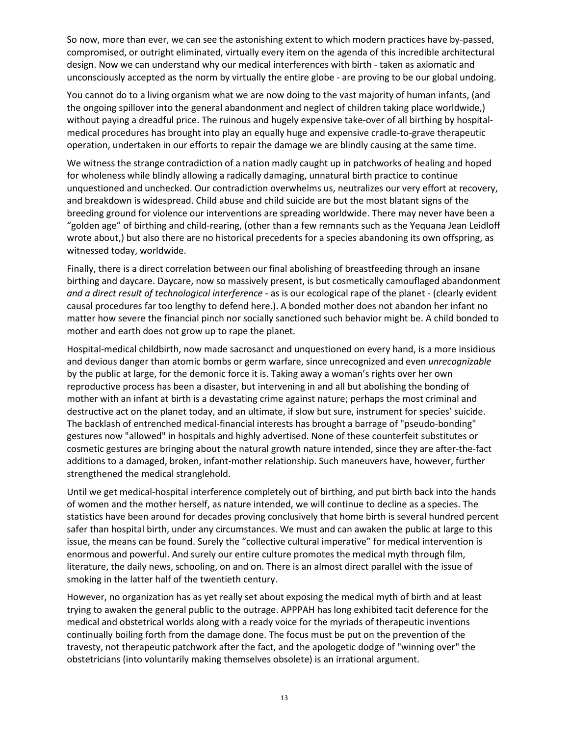So now, more than ever, we can see the astonishing extent to which modern practices have by-passed, compromised, or outright eliminated, virtually every item on the agenda of this incredible architectural design. Now we can understand why our medical interferences with birth - taken as axiomatic and unconsciously accepted as the norm by virtually the entire globe - are proving to be our global undoing.

You cannot do to a living organism what we are now doing to the vast majority of human infants, (and the ongoing spillover into the general abandonment and neglect of children taking place worldwide,) without paying a dreadful price. The ruinous and hugely expensive take-over of all birthing by hospital-medical procedures has brought into play an equally huge and expensive cradle-to-grave therapeutic operation, undertaken in our efforts to repair the damage we are blindly causing at the same time.

We witness the strange contradiction of a nation madly caught up in patchworks of healing and hoped for wholeness while blindly allowing a radically damaging, unnatural birth practice to continue unquestioned and unchecked. Our contradiction overwhelms us, neutralizes our very effort at recovery, and breakdown is widespread. Child abuse and child suicide are but the most blatant signs of the breeding ground for violence our interventions are spreading worldwide. There may never have been a "golden age" of birthing and child-rearing, (other than a few remnants such as the Yequana Jean Leidloff wrote about,) but also there are no historical precedents for a species abandoning its own offspring, as witnessed today, worldwide.

Finally, there is a direct correlation between our final abolishing of breastfeeding through an insane birthing and daycare. Daycare, now so massively present, is but cosmetically camouflaged abandonment *and a direct result of technological interference* - as is our ecological rape of the planet - (clearly evident causal procedures far too lengthy to defend here.). A bonded mother does not abandon her infant no matter how severe the financial pinch nor socially sanctioned such behavior might be. A child bonded to mother and earth does not grow up to rape the planet.

Hospital-medical childbirth, now made sacrosanct and unquestioned on every hand, is a more insidious and devious danger than atomic bombs or germ warfare, since unrecognized and even *unrecognizable* by the public at large, for the demonic force it is. Taking away a woman's rights over her own reproductive process has been a disaster, but intervening in and all but abolishing the bonding of mother with an infant at birth is a devastating crime against nature; perhaps the most criminal and destructive act on the planet today, and an ultimate, if slow but sure, instrument for species' suicide. The backlash of entrenched medical-financial interests has brought a barrage of "pseudo-bonding" gestures now "allowed" in hospitals and highly advertised. None of these counterfeit substitutes or cosmetic gestures are bringing about the natural growth nature intended, since they are after-the-fact additions to a damaged, broken, infant-mother relationship. Such maneuvers have, however, further strengthened the medical stranglehold.

Until we get medical-hospital interference completely out of birthing, and put birth back into the hands of women and the mother herself, as nature intended, we will continue to decline as a species. The statistics have been around for decades proving conclusively that home birth is several hundred percent safer than hospital birth, under any circumstances. We must and can awaken the public at large to this issue, the means can be found. Surely the "collective cultural imperative" for medical intervention is enormous and powerful. And surely our entire culture promotes the medical myth through film, literature, the daily news, schooling, on and on. There is an almost direct parallel with the issue of smoking in the latter half of the twentieth century.

However, no organization has as yet really set about exposing the medical myth of birth and at least trying to awaken the general public to the outrage. APPPAH has long exhibited tacit deference for the medical and obstetrical worlds along with a ready voice for the myriads of therapeutic inventions continually boiling forth from the damage done. The focus must be put on the prevention of the travesty, not therapeutic patchwork after the fact, and the apologetic dodge of "winning over" the obstetricians (into voluntarily making themselves obsolete) is an irrational argument.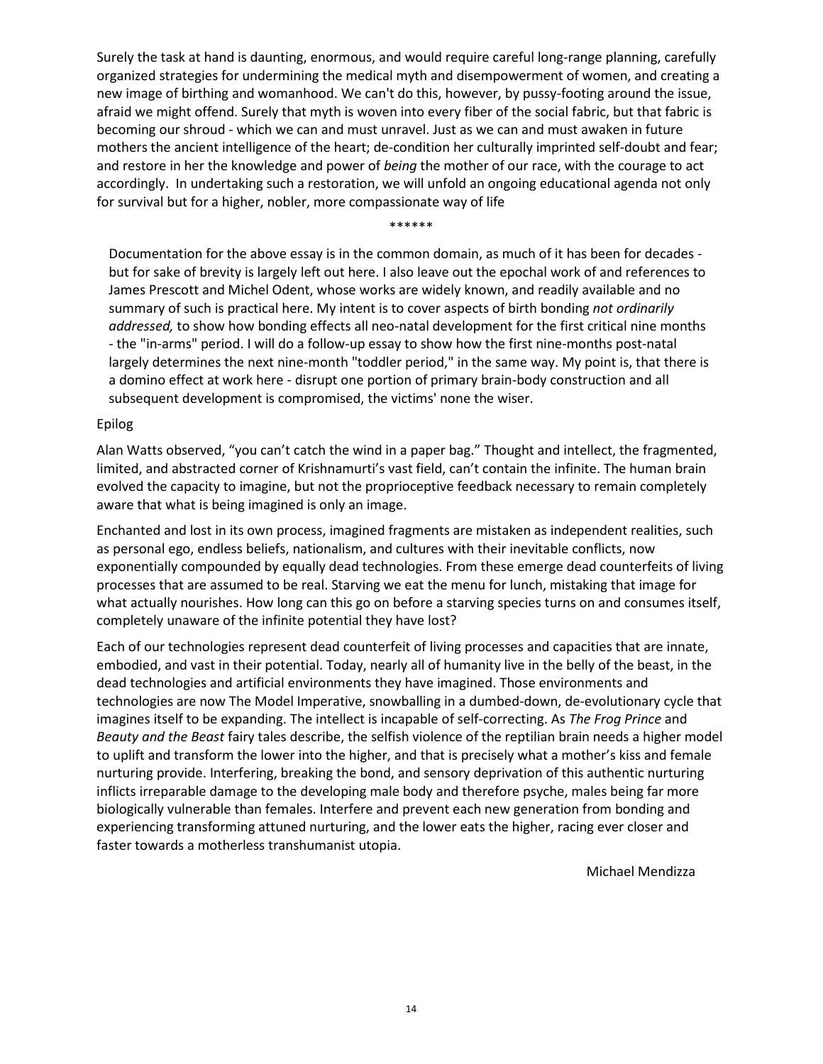Surely the task at hand is daunting, enormous, and would require careful long-range planning, carefully organized strategies for undermining the medical myth and disempowerment of women, and creating a new image of birthing and womanhood. We can't do this, however, by pussy-footing around the issue, afraid we might offend. Surely that myth is woven into every fiber of the social fabric, but that fabric is becoming our shroud - which we can and must unravel. Just as we can and must awaken in future mothers the ancient intelligence of the heart; de-condition her culturally imprinted self-doubt and fear; and restore in her the knowledge and power of *being* the mother of our race, with the courage to act accordingly. In undertaking such a restoration, we will unfold an ongoing educational agenda not only for survival but for a higher, nobler, more compassionate way of life

******

Documentation for the above essay is in the common domain, as much of it has been for decades - but for sake of brevity is largely left out here. I also leave out the epochal work of and references to James Prescott and Michel Odent, whose works are widely known, and readily available and no summary of such is practical here. My intent is to cover aspects of birth bonding *not ordinarily addressed,* to show how bonding effects all neo-natal development for the first critical nine months - the "in-arms" period. I will do a follow-up essay to show how the first nine-months post-natal largely determines the next nine-month "toddler period," in the same way. My point is, that there is a domino effect at work here - disrupt one portion of primary brain-body construction and all subsequent development is compromised, the victims' none the wiser.

## Epilog

Alan Watts observed, “you can’t catch the wind in a paper bag.” Thought and intellect, the fragmented, limited, and abstracted corner of Krishnamurti’s vast field, can’t contain the infinite. The human brain evolved the capacity to imagine, but not the proprioceptive feedback necessary to remain completely aware that what is being imagined is only an image.

Enchanted and lost in its own process, imagined fragments are mistaken as independent realities, such as personal ego, endless beliefs, nationalism, and cultures with their inevitable conflicts, now exponentially compounded by equally dead technologies. From these emerge dead counterfeits of living processes that are assumed to be real. Starving we eat the menu for lunch, mistaking that image for what actually nourishes. How long can this go on before a starving species turns on and consumes itself, completely unaware of the infinite potential they have lost?

Each of our technologies represent dead counterfeit of living processes and capacities that are innate, embodied, and vast in their potential. Today, nearly all of humanity live in the belly of the beast, in the dead technologies and artificial environments they have imagined. Those environments and technologies are now The Model Imperative, snowballing in a dumbed-down, de-evolutionary cycle that imagines itself to be expanding. The intellect is incapable of self-correcting. As *The Frog Prince* and *Beauty and the Beast* fairy tales describe, the selfish violence of the reptilian brain needs a higher model to uplift and transform the lower into the higher, and that is precisely what a mother’s kiss and female nurturing provide. Interfering, breaking the bond, and sensory deprivation of this authentic nurturing inflicts irreparable damage to the developing male body and therefore psyche, males being far more biologically vulnerable than females. Interfere and prevent each new generation from bonding and experiencing transforming attuned nurturing, and the lower eats the higher, racing ever closer and faster towards a motherless transhumanist utopia.

Michael Mendizza